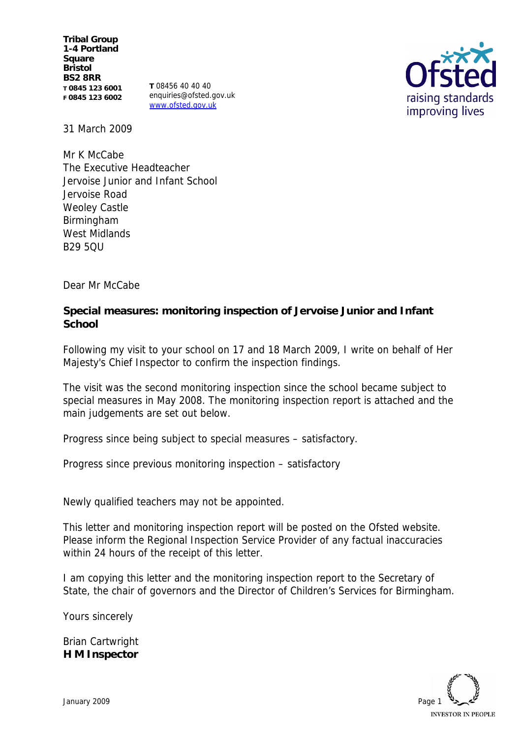**Tribal Group**
**1-4 Portland Square**
**Bristol**
**BS2 8RR**
**T 0845 123 6001**
**F 0845 123 6002**

**T** 08456 40 40 40
enquiries@ofsted.gov.uk
www.ofsted.gov.uk

31 March 2009

Mr K McCabe
The Executive Headteacher
Jervoise Junior and Infant School
Jervoise Road
Weoley Castle
Birmingham
West Midlands
B29 5QU

Dear Mr McCabe

**Special measures: monitoring inspection of Jervoise Junior and Infant School**

Following my visit to your school on 17 and 18 March 2009, I write on behalf of Her Majesty's Chief Inspector to confirm the inspection findings.

The visit was the second monitoring inspection since the school became subject to special measures in May 2008. The monitoring inspection report is attached and the main judgements are set out below.

Progress since being subject to special measures – satisfactory.

Progress since previous monitoring inspection – satisfactory

Newly qualified teachers may not be appointed.

This letter and monitoring inspection report will be posted on the Ofsted website. Please inform the Regional Inspection Service Provider of any factual inaccuracies within 24 hours of the receipt of this letter.

I am copying this letter and the monitoring inspection report to the Secretary of State, the chair of governors and the Director of Children's Services for Birmingham.

Yours sincerely

Brian Cartwright
**H M Inspector**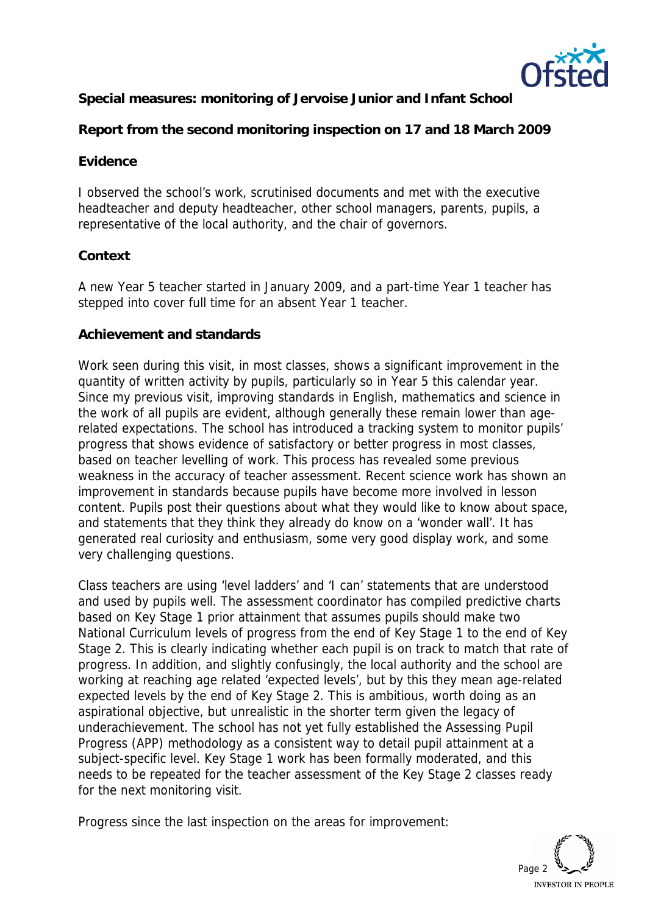**Special measures: monitoring of Jervoise Junior and Infant School**

**Report from the second monitoring inspection on 17 and 18 March 2009**

**Evidence**

I observed the school's work, scrutinised documents and met with the executive headteacher and deputy headteacher, other school managers, parents, pupils, a representative of the local authority, and the chair of governors.

**Context**

A new Year 5 teacher started in January 2009, and a part-time Year 1 teacher has stepped into cover full time for an absent Year 1 teacher.

**Achievement and standards**

Work seen during this visit, in most classes, shows a significant improvement in the quantity of written activity by pupils, particularly so in Year 5 this calendar year. Since my previous visit, improving standards in English, mathematics and science in the work of all pupils are evident, although generally these remain lower than age-related expectations. The school has introduced a tracking system to monitor pupils' progress that shows evidence of satisfactory or better progress in most classes, based on teacher levelling of work. This process has revealed some previous weakness in the accuracy of teacher assessment. Recent science work has shown an improvement in standards because pupils have become more involved in lesson content. Pupils post their questions about what they would like to know about space, and statements that they think they already do know on a 'wonder wall'. It has generated real curiosity and enthusiasm, some very good display work, and some very challenging questions.

Class teachers are using 'level ladders' and 'I can' statements that are understood and used by pupils well. The assessment coordinator has compiled predictive charts based on Key Stage 1 prior attainment that assumes pupils should make two National Curriculum levels of progress from the end of Key Stage 1 to the end of Key Stage 2. This is clearly indicating whether each pupil is on track to match that rate of progress. In addition, and slightly confusingly, the local authority and the school are working at reaching age related 'expected levels', but by this they mean age-related expected levels by the end of Key Stage 2. This is ambitious, worth doing as an aspirational objective, but unrealistic in the shorter term given the legacy of underachievement. The school has not yet fully established the Assessing Pupil Progress (APP) methodology as a consistent way to detail pupil attainment at a subject-specific level. Key Stage 1 work has been formally moderated, and this needs to be repeated for the teacher assessment of the Key Stage 2 classes ready for the next monitoring visit.

Progress since the last inspection on the areas for improvement: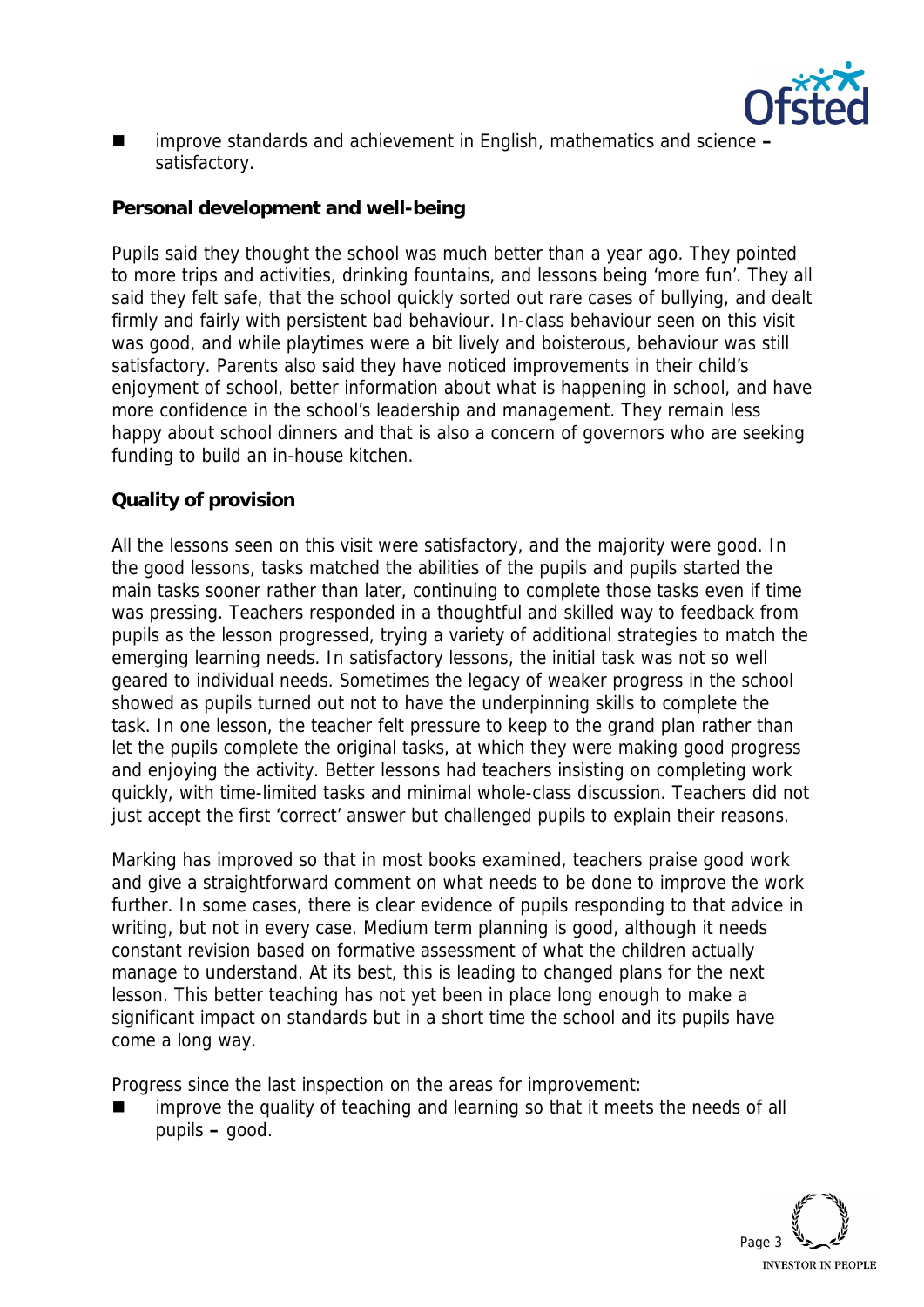- improve standards and achievement in English, mathematics and science – satisfactory.

**Personal development and well-being**

Pupils said they thought the school was much better than a year ago. They pointed to more trips and activities, drinking fountains, and lessons being 'more fun'. They all said they felt safe, that the school quickly sorted out rare cases of bullying, and dealt firmly and fairly with persistent bad behaviour. In-class behaviour seen on this visit was good, and while playtimes were a bit lively and boisterous, behaviour was still satisfactory. Parents also said they have noticed improvements in their child's enjoyment of school, better information about what is happening in school, and have more confidence in the school's leadership and management. They remain less happy about school dinners and that is also a concern of governors who are seeking funding to build an in-house kitchen.

**Quality of provision**

All the lessons seen on this visit were satisfactory, and the majority were good. In the good lessons, tasks matched the abilities of the pupils and pupils started the main tasks sooner rather than later, continuing to complete those tasks even if time was pressing. Teachers responded in a thoughtful and skilled way to feedback from pupils as the lesson progressed, trying a variety of additional strategies to match the emerging learning needs. In satisfactory lessons, the initial task was not so well geared to individual needs. Sometimes the legacy of weaker progress in the school showed as pupils turned out not to have the underpinning skills to complete the task. In one lesson, the teacher felt pressure to keep to the grand plan rather than let the pupils complete the original tasks, at which they were making good progress and enjoying the activity. Better lessons had teachers insisting on completing work quickly, with time-limited tasks and minimal whole-class discussion. Teachers did not just accept the first 'correct' answer but challenged pupils to explain their reasons.

Marking has improved so that in most books examined, teachers praise good work and give a straightforward comment on what needs to be done to improve the work further. In some cases, there is clear evidence of pupils responding to that advice in writing, but not in every case. Medium term planning is good, although it needs constant revision based on formative assessment of what the children actually manage to understand. At its best, this is leading to changed plans for the next lesson. This better teaching has not yet been in place long enough to make a significant impact on standards but in a short time the school and its pupils have come a long way.

Progress since the last inspection on the areas for improvement:

- improve the quality of teaching and learning so that it meets the needs of all pupils – good.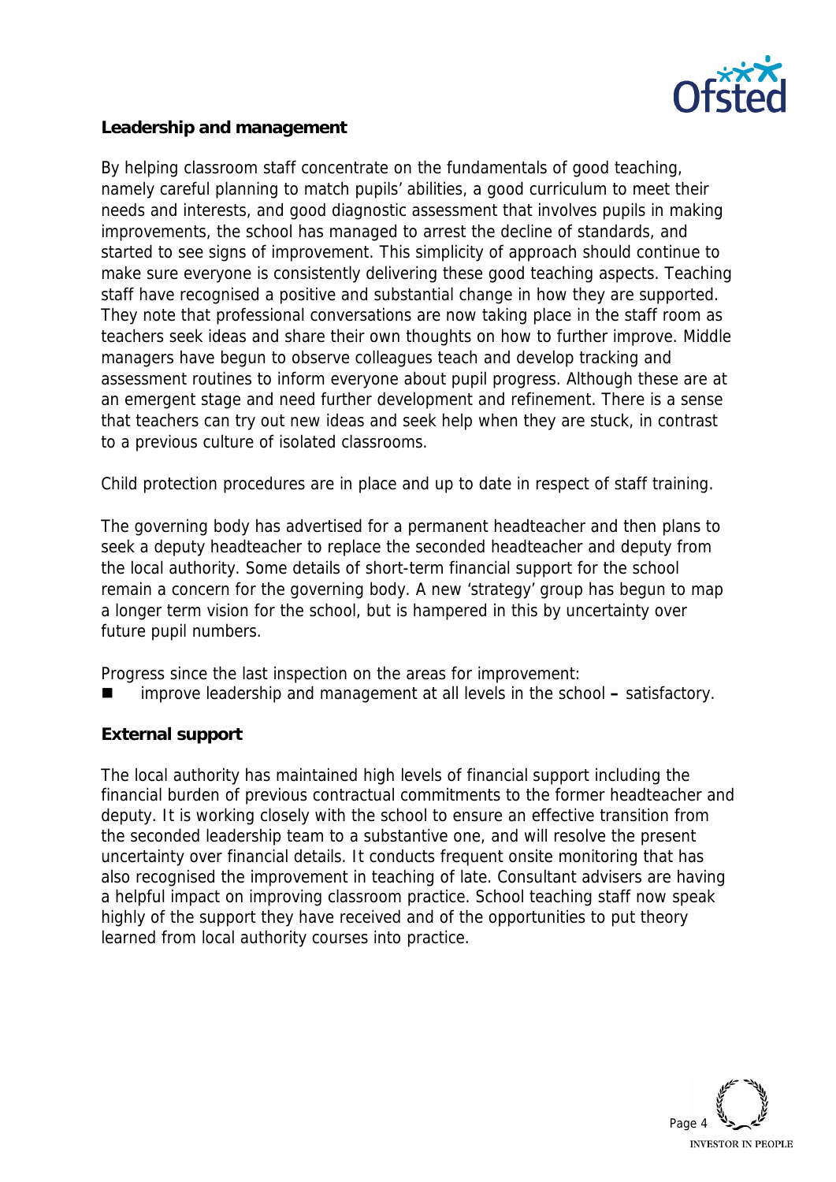## Leadership and management

By helping classroom staff concentrate on the fundamentals of good teaching, namely careful planning to match pupils' abilities, a good curriculum to meet their needs and interests, and good diagnostic assessment that involves pupils in making improvements, the school has managed to arrest the decline of standards, and started to see signs of improvement. This simplicity of approach should continue to make sure everyone is consistently delivering these good teaching aspects. Teaching staff have recognised a positive and substantial change in how they are supported. They note that professional conversations are now taking place in the staff room as teachers seek ideas and share their own thoughts on how to further improve. Middle managers have begun to observe colleagues teach and develop tracking and assessment routines to inform everyone about pupil progress. Although these are at an emergent stage and need further development and refinement. There is a sense that teachers can try out new ideas and seek help when they are stuck, in contrast to a previous culture of isolated classrooms.

Child protection procedures are in place and up to date in respect of staff training.

The governing body has advertised for a permanent headteacher and then plans to seek a deputy headteacher to replace the seconded headteacher and deputy from the local authority. Some details of short-term financial support for the school remain a concern for the governing body. A new 'strategy' group has begun to map a longer term vision for the school, but is hampered in this by uncertainty over future pupil numbers.

Progress since the last inspection on the areas for improvement:

- improve leadership and management at all levels in the school **–** satisfactory.

## External support

The local authority has maintained high levels of financial support including the financial burden of previous contractual commitments to the former headteacher and deputy. It is working closely with the school to ensure an effective transition from the seconded leadership team to a substantive one, and will resolve the present uncertainty over financial details. It conducts frequent onsite monitoring that has also recognised the improvement in teaching of late. Consultant advisers are having a helpful impact on improving classroom practice. School teaching staff now speak highly of the support they have received and of the opportunities to put theory learned from local authority courses into practice.